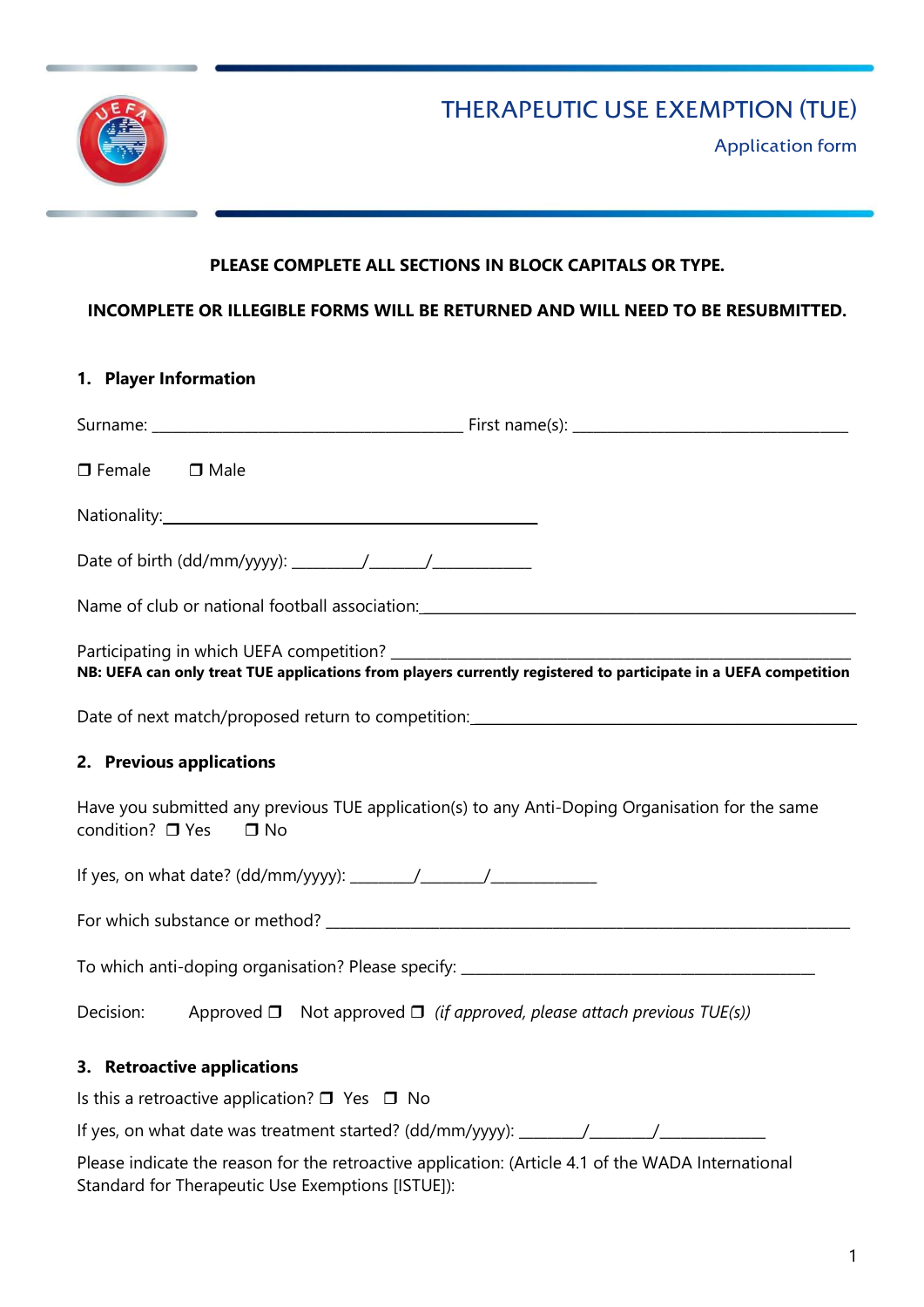# THERAPEUTIC USE EXEMPTION (TUE)

## Application form

**PLEASE COMPLETE ALL SECTIONS IN BLOCK CAPITALS OR TYPE.**

**INCOMPLETE OR ILLEGIBLE FORMS WILL BE RETURNED AND WILL NEED TO BE RESUBMITTED.**

### 1. Player Information

Surname: ________________________________________ First name(s): ___________________________________

❐ Female ❐ Male

Nationality:______________________________________________

Date of birth (dd/mm/yyyy): _________/_______/____________

Name of club or national football association:_____________________________________________________

Participating in which UEFA competition? ___________________________________________________________

**NB: UEFA can only treat TUE applications from players currently registered to participate in a UEFA competition**

Date of next match/proposed return to competition:_______________________________________________

### 2. Previous applications

Have you submitted any previous TUE application(s) to any Anti-Doping Organisation for the same condition? ❐ Yes ❐ No

If yes, on what date? (dd/mm/yyyy): ________/________/_____________

For which substance or method? ______________________________________________________________________

To which anti-doping organisation? Please specify: _____________________________________________

Decision: Approved ❐ Not approved ❐ *(if approved, please attach previous TUE(s))*

### 3. Retroactive applications

Is this a retroactive application? ❐ Yes ❐ No

If yes, on what date was treatment started? (dd/mm/yyyy): ________/________/_____________

Please indicate the reason for the retroactive application: (Article 4.1 of the WADA International Standard for Therapeutic Use Exemptions [ISTUE]):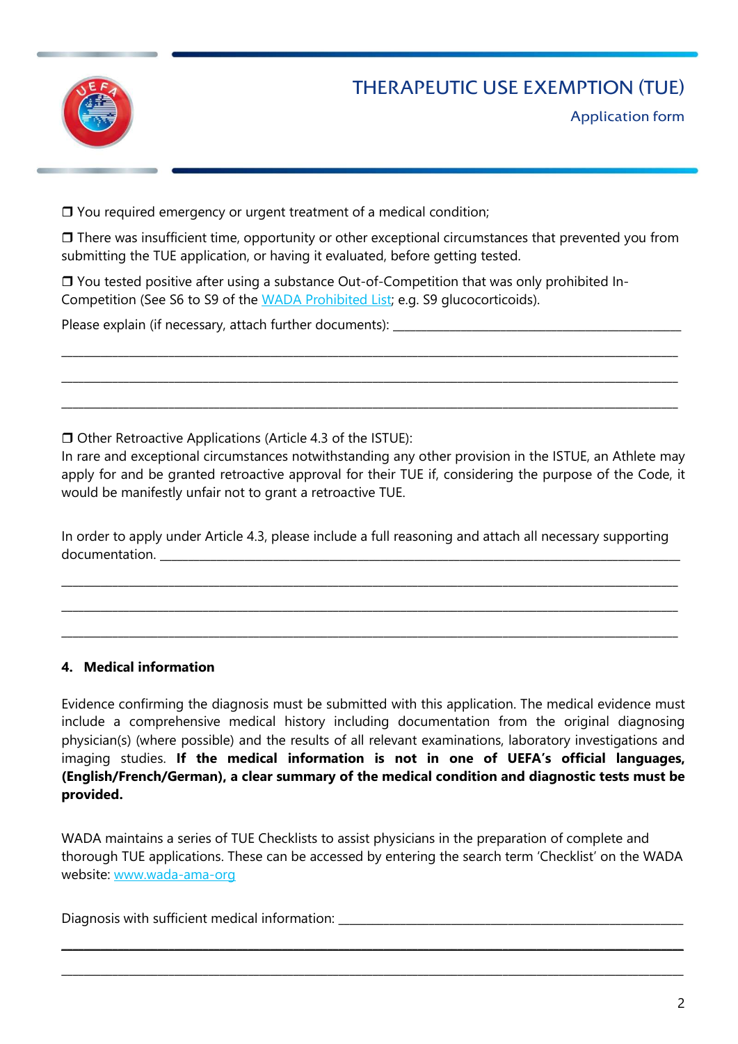❒ You required emergency or urgent treatment of a medical condition;

❒ There was insufficient time, opportunity or other exceptional circumstances that prevented you from submitting the TUE application, or having it evaluated, before getting tested.

❒ You tested positive after using a substance Out-of-Competition that was only prohibited In-Competition (See S6 to S9 of the [WADA Prohibited List](); e.g. S9 glucocorticoids).

Please explain (if necessary, attach further documents): ______________________________________________

_____________________________________________________________________________________________

_____________________________________________________________________________________________

_____________________________________________________________________________________________

❒ Other Retroactive Applications (Article 4.3 of the ISTUE):
In rare and exceptional circumstances notwithstanding any other provision in the ISTUE, an Athlete may apply for and be granted retroactive approval for their TUE if, considering the purpose of the Code, it would be manifestly unfair not to grant a retroactive TUE.

In order to apply under Article 4.3, please include a full reasoning and attach all necessary supporting documentation. ______________________________________________________________________________

_____________________________________________________________________________________________

_____________________________________________________________________________________________

_____________________________________________________________________________________________

## 4. Medical information

Evidence confirming the diagnosis must be submitted with this application. The medical evidence must include a comprehensive medical history including documentation from the original diagnosing physician(s) (where possible) and the results of all relevant examinations, laboratory investigations and imaging studies. **If the medical information is not in one of UEFA's official languages, (English/French/German), a clear summary of the medical condition and diagnostic tests must be provided.**

WADA maintains a series of TUE Checklists to assist physicians in the preparation of complete and thorough TUE applications. These can be accessed by entering the search term 'Checklist' on the WADA website: [www.wada-ama-org]()

Diagnosis with sufficient medical information: ______________________________________________________

_____________________________________________________________________________________________

_____________________________________________________________________________________________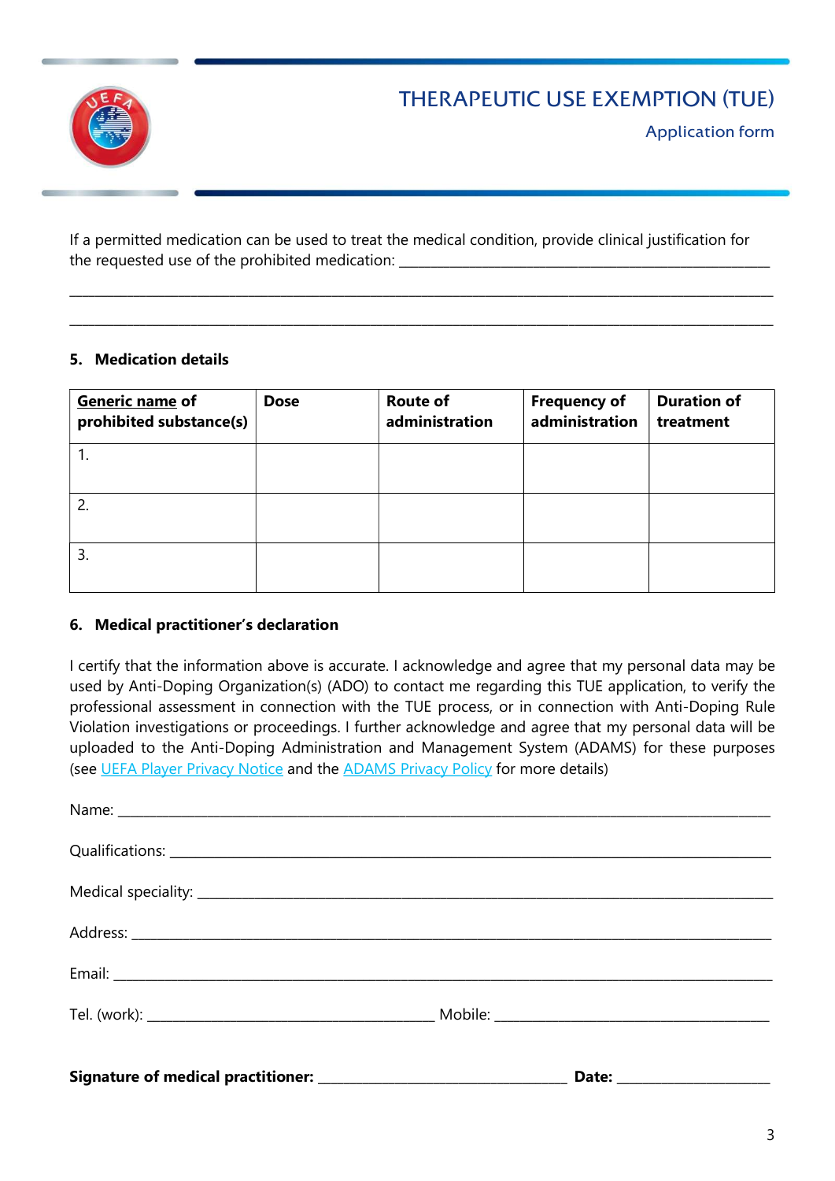# THERAPEUTIC USE EXEMPTION (TUE)

Application form

If a permitted medication can be used to treat the medical condition, provide clinical justification for the requested use of the prohibited medication: ____________________________________________

____________________________________________________________________________________________

____________________________________________________________________________________________

## 5. Medication details

| Generic name of prohibited substance(s) | Dose | Route of administration | Frequency of administration | Duration of treatment |
|---|---|---|---|---|
| 1. | | | | |
| 2. | | | | |
| 3. | | | | |

## 6. Medical practitioner's declaration

I certify that the information above is accurate. I acknowledge and agree that my personal data may be used by Anti-Doping Organization(s) (ADO) to contact me regarding this TUE application, to verify the professional assessment in connection with the TUE process, or in connection with Anti-Doping Rule Violation investigations or proceedings. I further acknowledge and agree that my personal data will be uploaded to the Anti-Doping Administration and Management System (ADAMS) for these purposes (see UEFA Player Privacy Notice and the ADAMS Privacy Policy for more details)

Name: ____________________________________________________________________________

Qualifications: ______________________________________________________________________

Medical speciality: ___________________________________________________________________

Address: __________________________________________________________________________

Email: ____________________________________________________________________________

Tel. (work): ________________________________ Mobile: ________________________________

**Signature of medical practitioner:** ______________________________ **Date:** __________________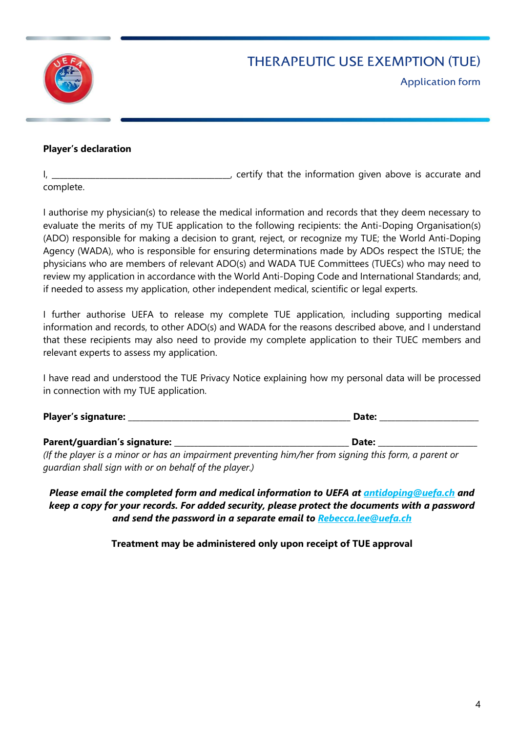# THERAPEUTIC USE EXEMPTION (TUE)

## Application form

**Player's declaration**

I, ________________________________________, certify that the information given above is accurate and complete.

I authorise my physician(s) to release the medical information and records that they deem necessary to evaluate the merits of my TUE application to the following recipients: the Anti-Doping Organisation(s) (ADO) responsible for making a decision to grant, reject, or recognize my TUE; the World Anti-Doping Agency (WADA), who is responsible for ensuring determinations made by ADOs respect the ISTUE; the physicians who are members of relevant ADO(s) and WADA TUE Committees (TUECs) who may need to review my application in accordance with the World Anti-Doping Code and International Standards; and, if needed to assess my application, other independent medical, scientific or legal experts.

I further authorise UEFA to release my complete TUE application, including supporting medical information and records, to other ADO(s) and WADA for the reasons described above, and I understand that these recipients may also need to provide my complete application to their TUEC members and relevant experts to assess my application.

I have read and understood the TUE Privacy Notice explaining how my personal data will be processed in connection with my TUE application.

**Player's signature:** ______________________________________________ **Date:** ____________________

**Parent/guardian's signature:** ____________________________________ **Date:** ____________________
*(If the player is a minor or has an impairment preventing him/her from signing this form, a parent or guardian shall sign with or on behalf of the player.)*

***Please email the completed form and medical information to UEFA at antidoping@uefa.ch and keep a copy for your records. For added security, please protect the documents with a password and send the password in a separate email to Rebecca.lee@uefa.ch***

**Treatment may be administered only upon receipt of TUE approval**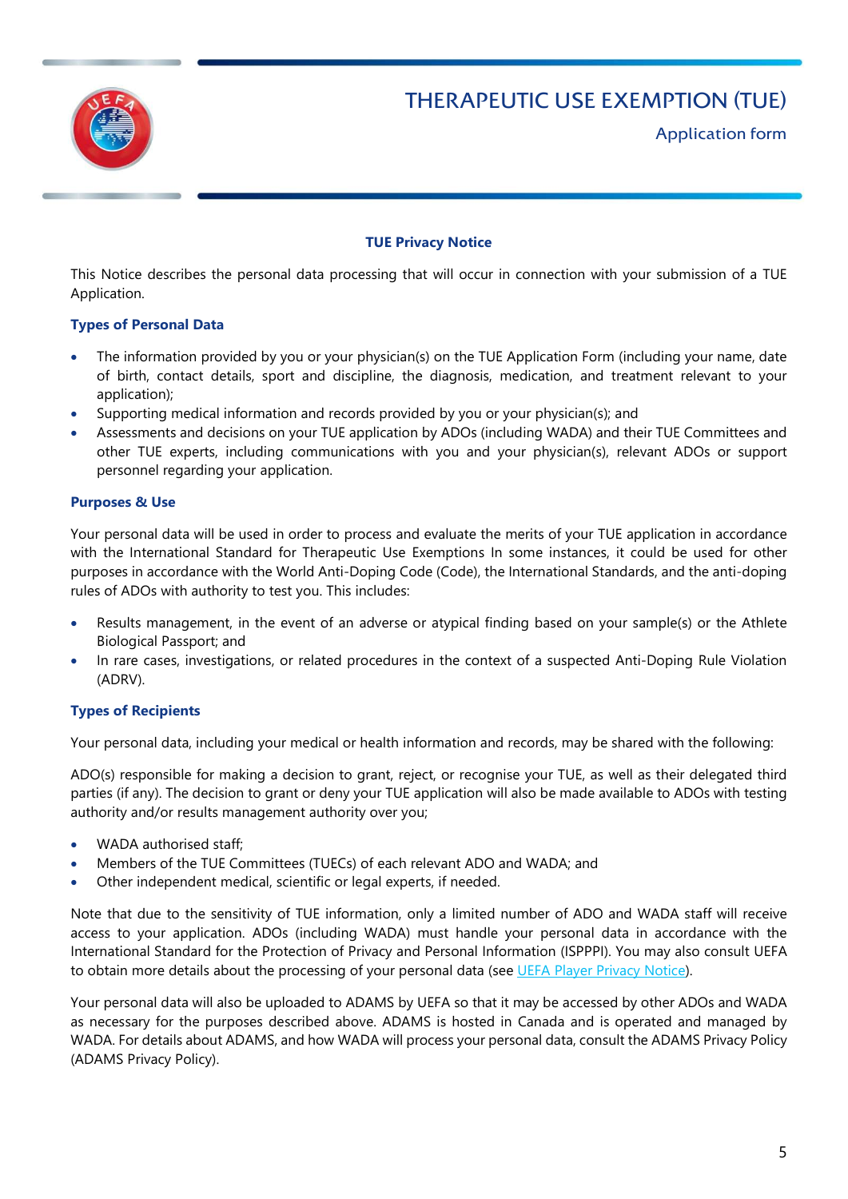# THERAPEUTIC USE EXEMPTION (TUE)

## Application form

### TUE Privacy Notice

This Notice describes the personal data processing that will occur in connection with your submission of a TUE Application.

#### Types of Personal Data

- The information provided by you or your physician(s) on the TUE Application Form (including your name, date of birth, contact details, sport and discipline, the diagnosis, medication, and treatment relevant to your application);
- Supporting medical information and records provided by you or your physician(s); and
- Assessments and decisions on your TUE application by ADOs (including WADA) and their TUE Committees and other TUE experts, including communications with you and your physician(s), relevant ADOs or support personnel regarding your application.

#### Purposes & Use

Your personal data will be used in order to process and evaluate the merits of your TUE application in accordance with the International Standard for Therapeutic Use Exemptions In some instances, it could be used for other purposes in accordance with the World Anti-Doping Code (Code), the International Standards, and the anti-doping rules of ADOs with authority to test you. This includes:

- Results management, in the event of an adverse or atypical finding based on your sample(s) or the Athlete Biological Passport; and
- In rare cases, investigations, or related procedures in the context of a suspected Anti-Doping Rule Violation (ADRV).

#### Types of Recipients

Your personal data, including your medical or health information and records, may be shared with the following:

ADO(s) responsible for making a decision to grant, reject, or recognise your TUE, as well as their delegated third parties (if any). The decision to grant or deny your TUE application will also be made available to ADOs with testing authority and/or results management authority over you;

- WADA authorised staff;
- Members of the TUE Committees (TUECs) of each relevant ADO and WADA; and
- Other independent medical, scientific or legal experts, if needed.

Note that due to the sensitivity of TUE information, only a limited number of ADO and WADA staff will receive access to your application. ADOs (including WADA) must handle your personal data in accordance with the International Standard for the Protection of Privacy and Personal Information (ISPPPI). You may also consult UEFA to obtain more details about the processing of your personal data (see UEFA Player Privacy Notice).

Your personal data will also be uploaded to ADAMS by UEFA so that it may be accessed by other ADOs and WADA as necessary for the purposes described above. ADAMS is hosted in Canada and is operated and managed by WADA. For details about ADAMS, and how WADA will process your personal data, consult the ADAMS Privacy Policy (ADAMS Privacy Policy).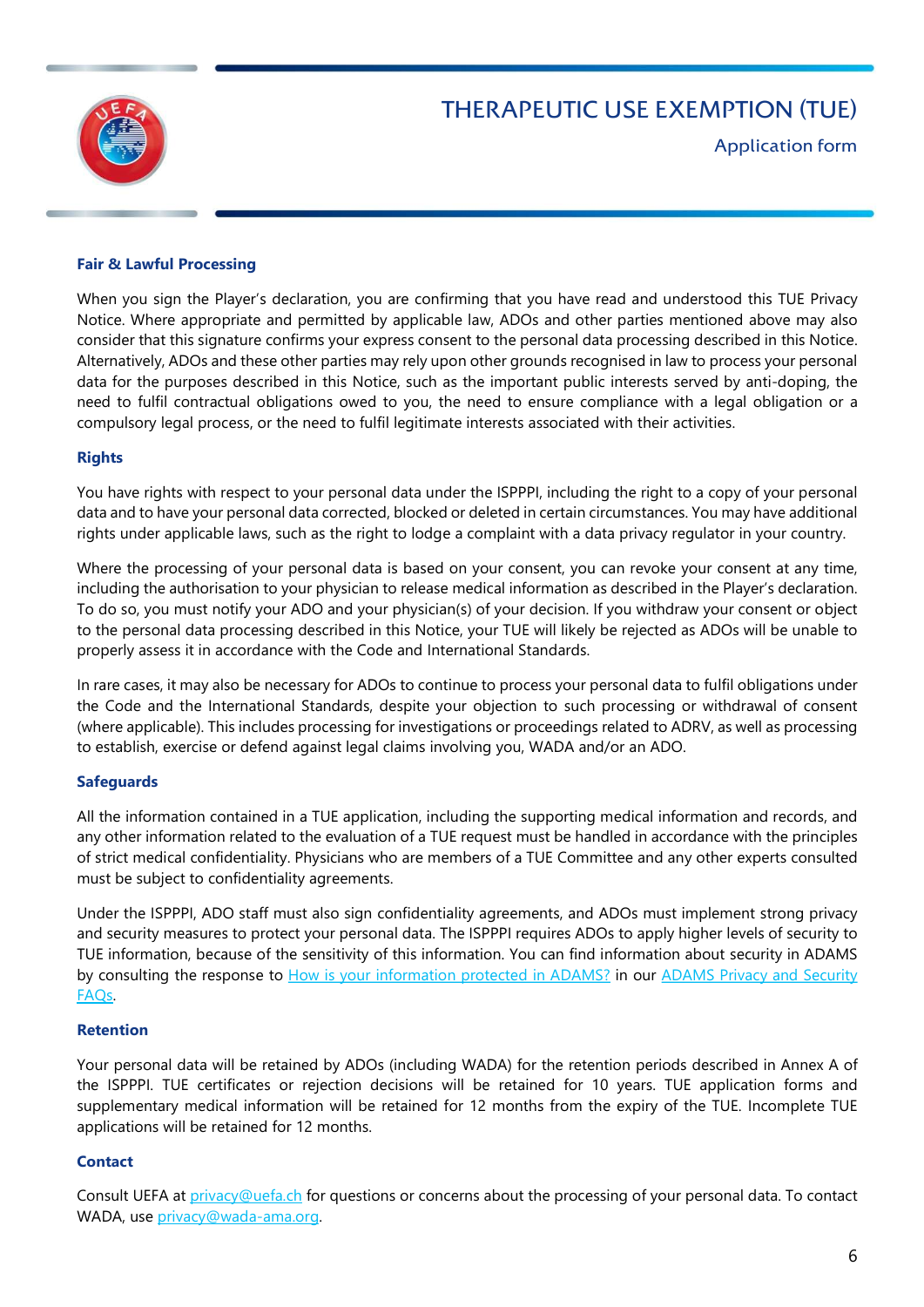#### Fair & Lawful Processing

When you sign the Player's declaration, you are confirming that you have read and understood this TUE Privacy Notice. Where appropriate and permitted by applicable law, ADOs and other parties mentioned above may also consider that this signature confirms your express consent to the personal data processing described in this Notice. Alternatively, ADOs and these other parties may rely upon other grounds recognised in law to process your personal data for the purposes described in this Notice, such as the important public interests served by anti-doping, the need to fulfil contractual obligations owed to you, the need to ensure compliance with a legal obligation or a compulsory legal process, or the need to fulfil legitimate interests associated with their activities.

#### Rights

You have rights with respect to your personal data under the ISPPPI, including the right to a copy of your personal data and to have your personal data corrected, blocked or deleted in certain circumstances. You may have additional rights under applicable laws, such as the right to lodge a complaint with a data privacy regulator in your country.

Where the processing of your personal data is based on your consent, you can revoke your consent at any time, including the authorisation to your physician to release medical information as described in the Player's declaration. To do so, you must notify your ADO and your physician(s) of your decision. If you withdraw your consent or object to the personal data processing described in this Notice, your TUE will likely be rejected as ADOs will be unable to properly assess it in accordance with the Code and International Standards.

In rare cases, it may also be necessary for ADOs to continue to process your personal data to fulfil obligations under the Code and the International Standards, despite your objection to such processing or withdrawal of consent (where applicable). This includes processing for investigations or proceedings related to ADRV, as well as processing to establish, exercise or defend against legal claims involving you, WADA and/or an ADO.

#### Safeguards

All the information contained in a TUE application, including the supporting medical information and records, and any other information related to the evaluation of a TUE request must be handled in accordance with the principles of strict medical confidentiality. Physicians who are members of a TUE Committee and any other experts consulted must be subject to confidentiality agreements.

Under the ISPPPI, ADO staff must also sign confidentiality agreements, and ADOs must implement strong privacy and security measures to protect your personal data. The ISPPPI requires ADOs to apply higher levels of security to TUE information, because of the sensitivity of this information. You can find information about security in ADAMS by consulting the response to How is your information protected in ADAMS? in our ADAMS Privacy and Security FAQs.

#### Retention

Your personal data will be retained by ADOs (including WADA) for the retention periods described in Annex A of the ISPPPI. TUE certificates or rejection decisions will be retained for 10 years. TUE application forms and supplementary medical information will be retained for 12 months from the expiry of the TUE. Incomplete TUE applications will be retained for 12 months.

#### Contact

Consult UEFA at privacy@uefa.ch for questions or concerns about the processing of your personal data. To contact WADA, use privacy@wada-ama.org.